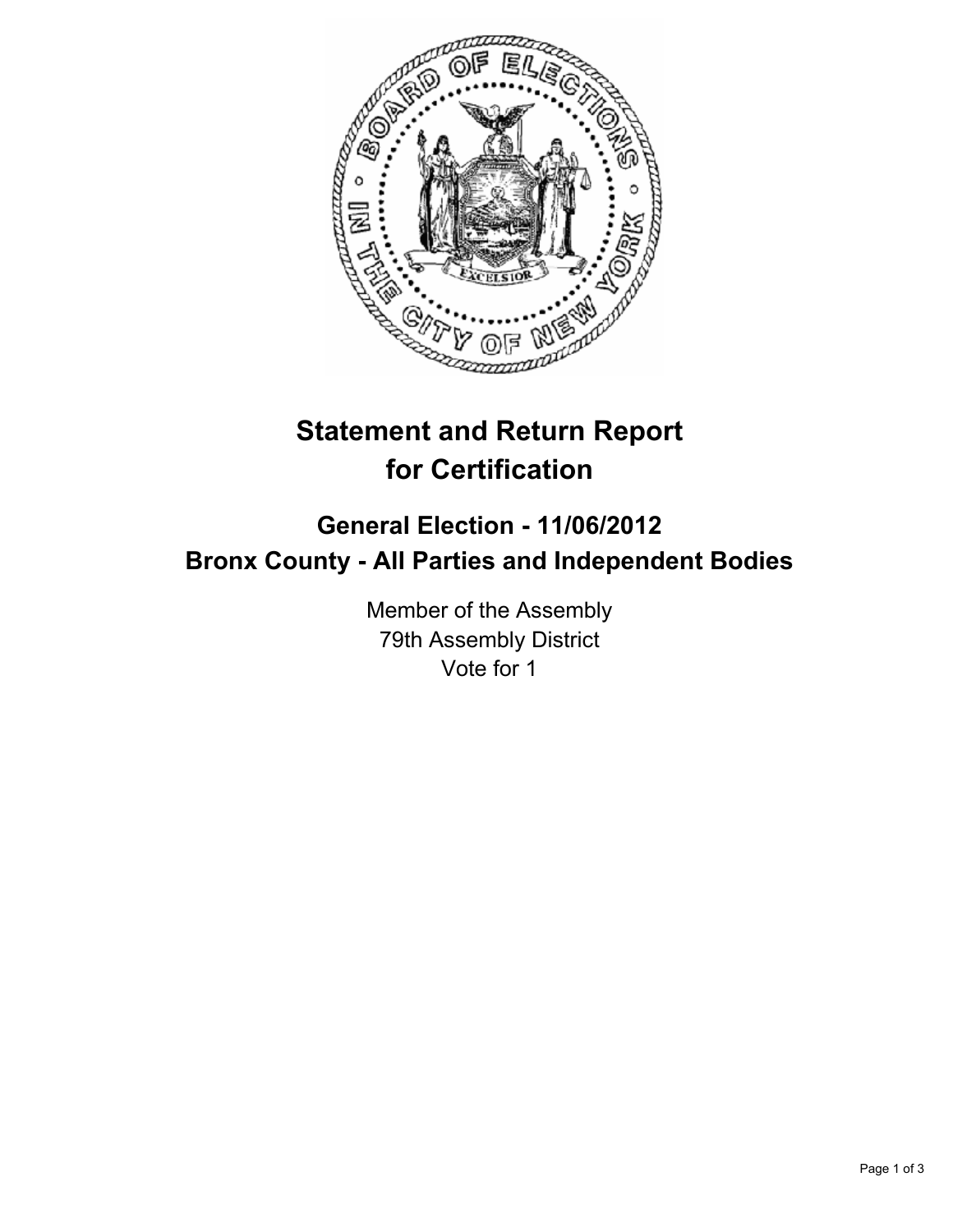# Statement and Return Report for Certification

## General Election - 11/06/2012
## Bronx County - All Parties and Independent Bodies

Member of the Assembly
79th Assembly District
Vote for 1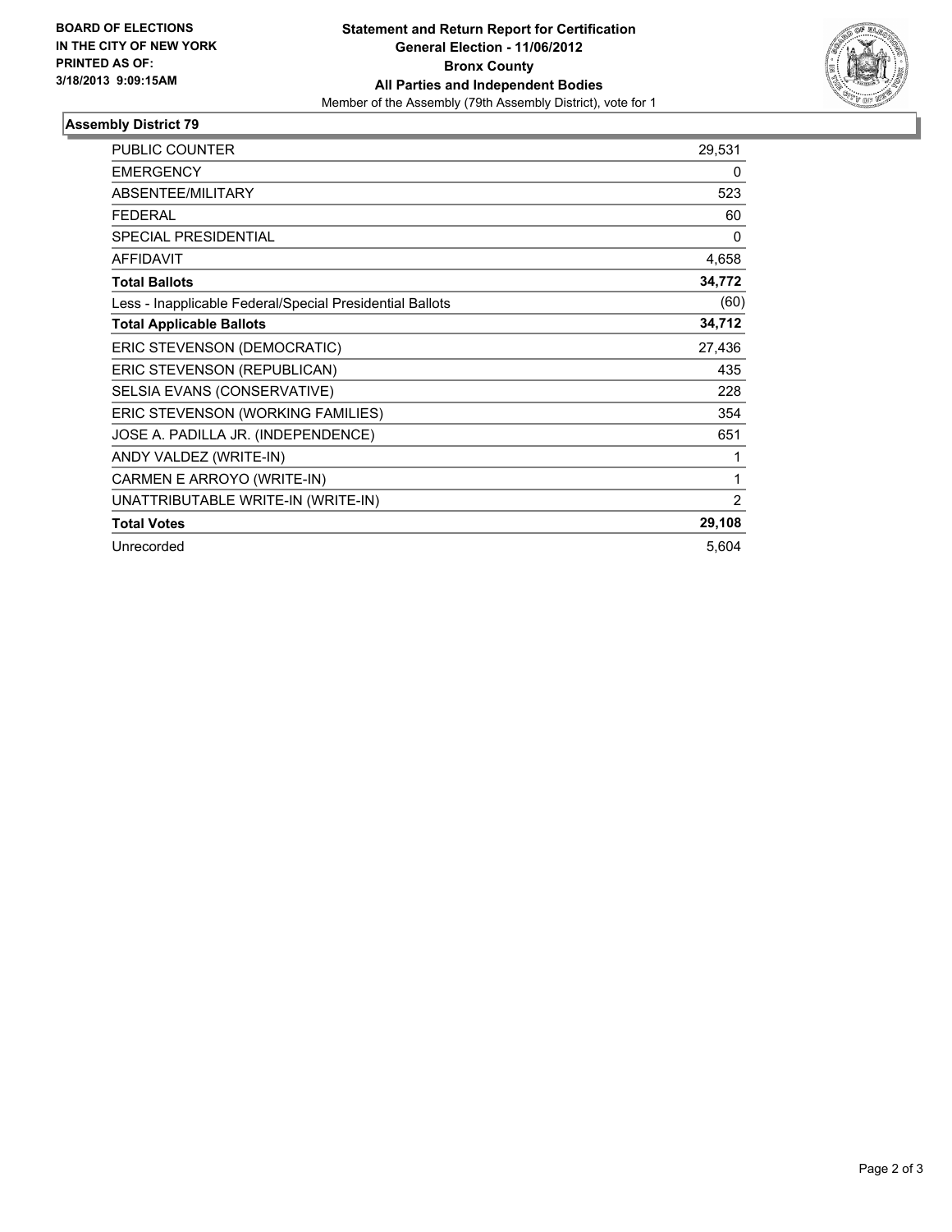**BOARD OF ELECTIONS IN THE CITY OF NEW YORK PRINTED AS OF: 3/18/2013 9:09:15AM**

**Statement and Return Report for Certification**
**General Election - 11/06/2012**
**Bronx County**
**All Parties and Independent Bodies**
Member of the Assembly (79th Assembly District), vote for 1

## Assembly District 79

| | |
|---|---|
| PUBLIC COUNTER | 29,531 |
| EMERGENCY | 0 |
| ABSENTEE/MILITARY | 523 |
| FEDERAL | 60 |
| SPECIAL PRESIDENTIAL | 0 |
| AFFIDAVIT | 4,658 |
| **Total Ballots** | **34,772** |
| Less - Inapplicable Federal/Special Presidential Ballots | (60) |
| **Total Applicable Ballots** | **34,712** |
| ERIC STEVENSON (DEMOCRATIC) | 27,436 |
| ERIC STEVENSON (REPUBLICAN) | 435 |
| SELSIA EVANS (CONSERVATIVE) | 228 |
| ERIC STEVENSON (WORKING FAMILIES) | 354 |
| JOSE A. PADILLA JR. (INDEPENDENCE) | 651 |
| ANDY VALDEZ (WRITE-IN) | 1 |
| CARMEN E ARROYO (WRITE-IN) | 1 |
| UNATTRIBUTABLE WRITE-IN (WRITE-IN) | 2 |
| **Total Votes** | **29,108** |
| Unrecorded | 5,604 |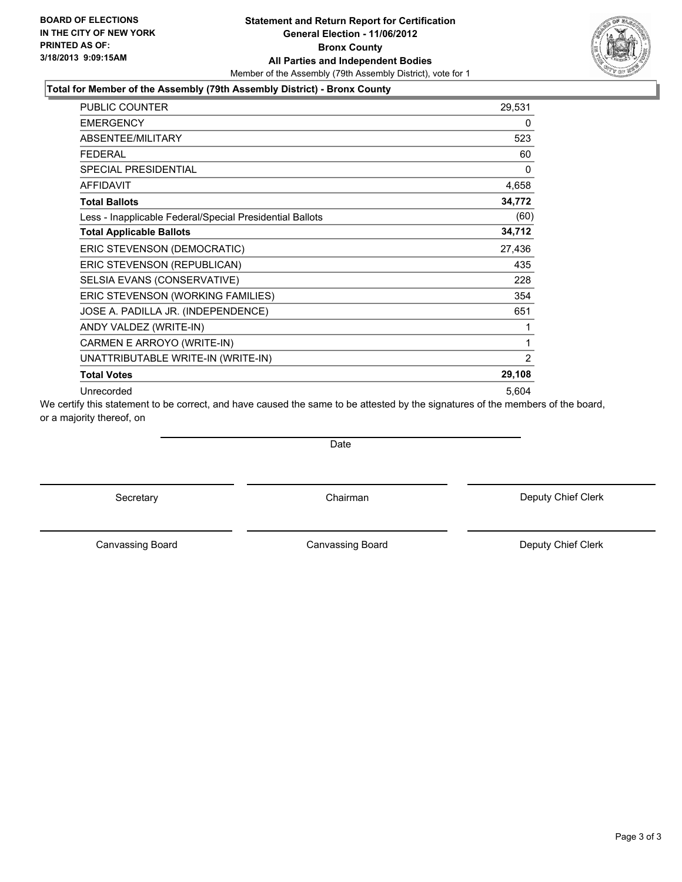**BOARD OF ELECTIONS IN THE CITY OF NEW YORK PRINTED AS OF: 3/18/2013 9:09:15AM**

**Statement and Return Report for Certification General Election - 11/06/2012 Bronx County All Parties and Independent Bodies**

Member of the Assembly (79th Assembly District), vote for 1

**Total for Member of the Assembly (79th Assembly District) - Bronx County**

| | |
|---|---|
| PUBLIC COUNTER | 29,531 |
| EMERGENCY | 0 |
| ABSENTEE/MILITARY | 523 |
| FEDERAL | 60 |
| SPECIAL PRESIDENTIAL | 0 |
| AFFIDAVIT | 4,658 |
| **Total Ballots** | **34,772** |
| Less - Inapplicable Federal/Special Presidential Ballots | (60) |
| **Total Applicable Ballots** | **34,712** |
| ERIC STEVENSON (DEMOCRATIC) | 27,436 |
| ERIC STEVENSON (REPUBLICAN) | 435 |
| SELSIA EVANS (CONSERVATIVE) | 228 |
| ERIC STEVENSON (WORKING FAMILIES) | 354 |
| JOSE A. PADILLA JR. (INDEPENDENCE) | 651 |
| ANDY VALDEZ (WRITE-IN) | 1 |
| CARMEN E ARROYO (WRITE-IN) | 1 |
| UNATTRIBUTABLE WRITE-IN (WRITE-IN) | 2 |
| **Total Votes** | **29,108** |
| Unrecorded | 5,604 |

We certify this statement to be correct, and have caused the same to be attested by the signatures of the members of the board, or a majority thereof, on

Date

Secretary

Chairman

Deputy Chief Clerk

Canvassing Board

Canvassing Board

Deputy Chief Clerk